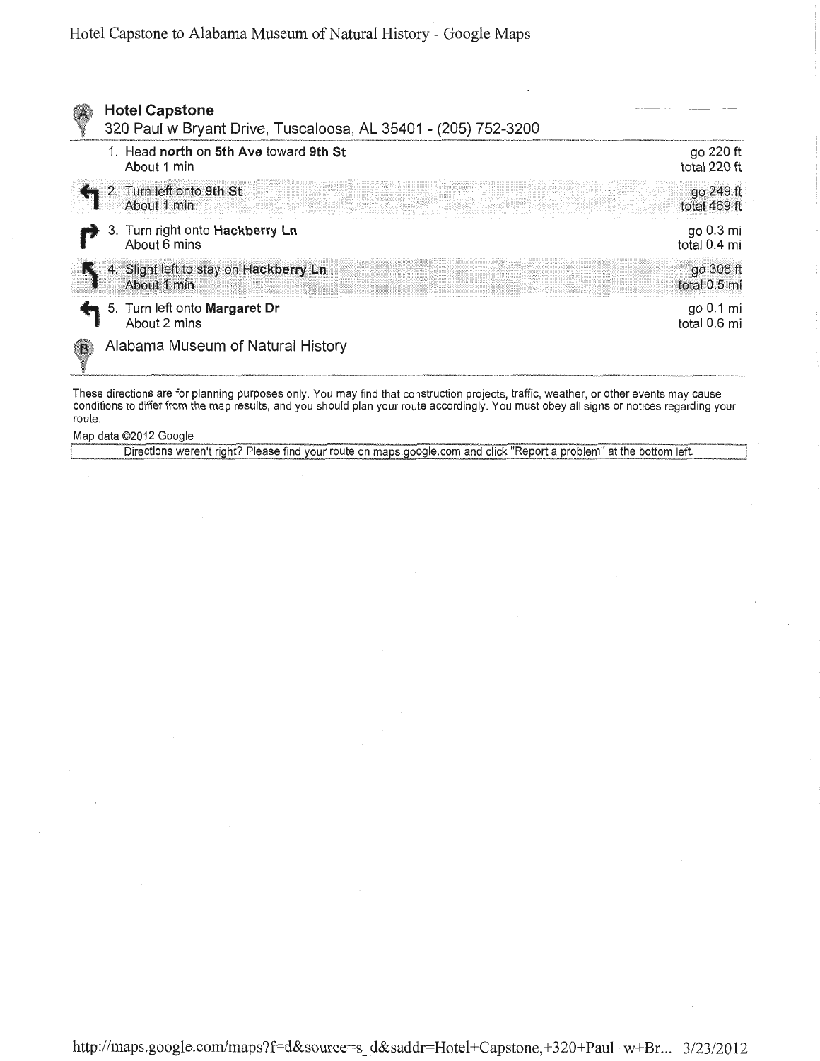# Hotel Capstone to Alabama Museum of Natural History - Google Maps

**Hotel Capstone**
320 Paul w Bryant Drive, Tuscaloosa, AL 35401 - (205) 752-3200

| Step | Distance |
|---|---|
| 1. Head **north** on **5th Ave** toward **9th St**<br>About 1 min | go 220 ft<br>total 220 ft |
| 2. Turn left onto **9th St**<br>About 1 min | go 249 ft<br>total 469 ft |
| 3. Turn right onto **Hackberry Ln**<br>About 6 mins | go 0.3 mi<br>total 0.4 mi |
| 4. Slight left to stay on **Hackberry Ln**<br>About 1 min | go 308 ft<br>total 0.5 mi |
| 5. Turn left onto **Margaret Dr**<br>About 2 mins | go 0.1 mi<br>total 0.6 mi |

Alabama Museum of Natural History

These directions are for planning purposes only. You may find that construction projects, traffic, weather, or other events may cause conditions to differ from the map results, and you should plan your route accordingly. You must obey all signs or notices regarding your route.

Map data ©2012 Google

Directions weren't right? Please find your route on maps.google.com and click "Report a problem" at the bottom left.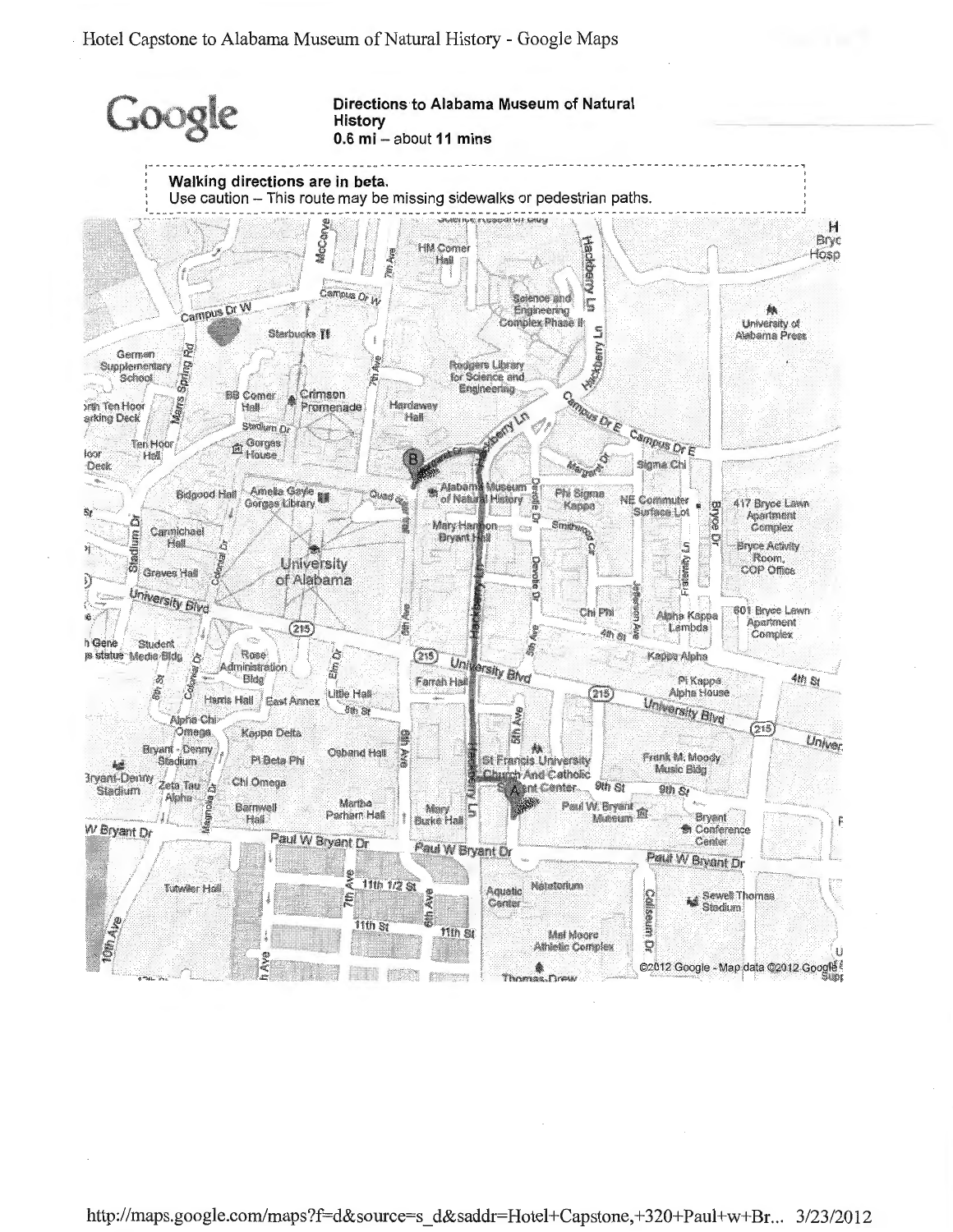Google

**Directions to Alabama Museum of Natural History**
**0.6 mi** – about **11 mins**

**Walking directions are in beta.**
Use caution – This route may be missing sidewalks or pedestrian paths.

©2012 Google - Map data ©2012 Google